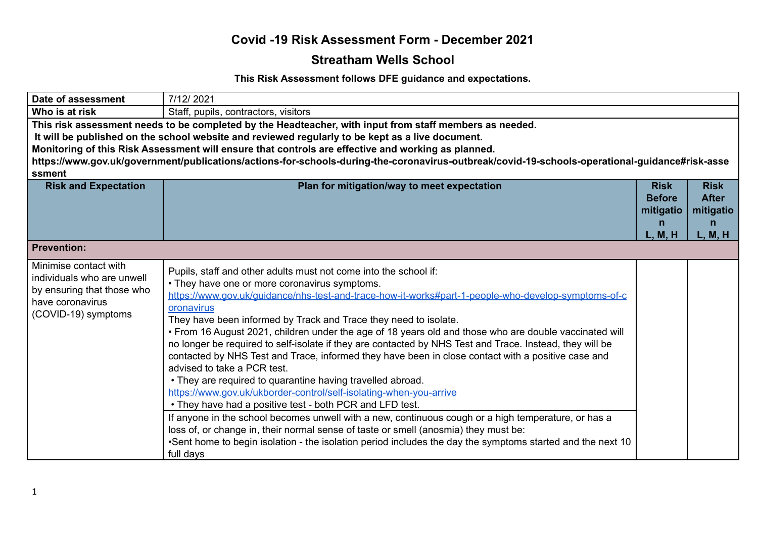# Covid -19 Risk Assessment Form - December 2021

## Streatham Wells School

**This Risk Assessment follows DFE guidance and expectations.**

| **Date of assessment** | 7/12/ 2021 | | |
|---|---|---|---|
| **Who is at risk** | Staff, pupils, contractors, visitors | | |
| **This risk assessment needs to be completed by the Headteacher, with input from staff members as needed. It will be published on the school website and reviewed regularly to be kept as a live document. Monitoring of this Risk Assessment will ensure that controls are effective and working as planned. https://www.gov.uk/government/publications/actions-for-schools-during-the-coronavirus-outbreak/covid-19-schools-operational-guidance#risk-assessment** | | | |
| **Risk and Expectation** | **Plan for mitigation/way to meet expectation** | **Risk Before mitigation L, M, H** | **Risk After mitigation L, M, H** |
| **Prevention:** | | | |
| Minimise contact with individuals who are unwell by ensuring that those who have coronavirus (COVID-19) symptoms | Pupils, staff and other adults must not come into the school if:<br>• They have one or more coronavirus symptoms. [https://www.gov.uk/guidance/nhs-test-and-trace-how-it-works#part-1-people-who-develop-symptoms-of-coronavirus](https://www.gov.uk/guidance/nhs-test-and-trace-how-it-works#part-1-people-who-develop-symptoms-of-coronavirus)<br>They have been informed by Track and Trace they need to isolate.<br>• From 16 August 2021, children under the age of 18 years old and those who are double vaccinated will no longer be required to self-isolate if they are contacted by NHS Test and Trace. Instead, they will be contacted by NHS Test and Trace, informed they have been in close contact with a positive case and advised to take a PCR test.<br>• They are required to quarantine having travelled abroad. [https://www.gov.uk/ukborder-control/self-isolating-when-you-arrive](https://www.gov.uk/ukborder-control/self-isolating-when-you-arrive)<br>• They have had a positive test - both PCR and LFD test. | | |
| | If anyone in the school becomes unwell with a new, continuous cough or a high temperature, or has a loss of, or change in, their normal sense of taste or smell (anosmia) they must be:<br>•Sent home to begin isolation - the isolation period includes the day the symptoms started and the next 10 full days | | |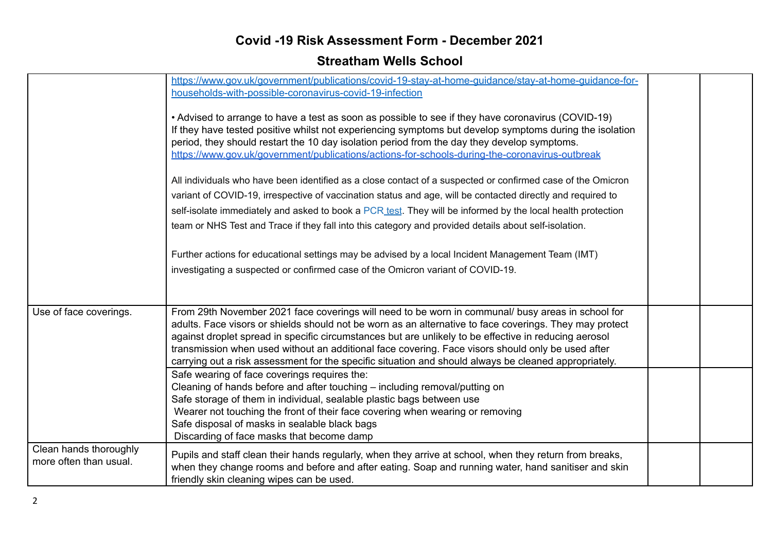# Covid -19 Risk Assessment Form - December 2021

## Streatham Wells School

| | | | |
|---|---|---|---|
| | https://www.gov.uk/government/publications/covid-19-stay-at-home-guidance/stay-at-home-guidance-for-households-with-possible-coronavirus-covid-19-infection<br><br>• Advised to arrange to have a test as soon as possible to see if they have coronavirus (COVID-19) If they have tested positive whilst not experiencing symptoms but develop symptoms during the isolation period, they should restart the 10 day isolation period from the day they develop symptoms. https://www.gov.uk/government/publications/actions-for-schools-during-the-coronavirus-outbreak<br><br>All individuals who have been identified as a close contact of a suspected or confirmed case of the Omicron variant of COVID-19, irrespective of vaccination status and age, will be contacted directly and required to self-isolate immediately and asked to book a PCR test. They will be informed by the local health protection team or NHS Test and Trace if they fall into this category and provided details about self-isolation.<br><br>Further actions for educational settings may be advised by a local Incident Management Team (IMT) investigating a suspected or confirmed case of the Omicron variant of COVID-19. | | |
| Use of face coverings. | From 29th November 2021 face coverings will need to be worn in communal/ busy areas in school for adults. Face visors or shields should not be worn as an alternative to face coverings. They may protect against droplet spread in specific circumstances but are unlikely to be effective in reducing aerosol transmission when used without an additional face covering. Face visors should only be used after carrying out a risk assessment for the specific situation and should always be cleaned appropriately. | | |
| | Safe wearing of face coverings requires the:<br>Cleaning of hands before and after touching – including removal/putting on<br>Safe storage of them in individual, sealable plastic bags between use<br>Wearer not touching the front of their face covering when wearing or removing<br>Safe disposal of masks in sealable black bags<br>Discarding of face masks that become damp | | |
| Clean hands thoroughly more often than usual. | Pupils and staff clean their hands regularly, when they arrive at school, when they return from breaks, when they change rooms and before and after eating. Soap and running water, hand sanitiser and skin friendly skin cleaning wipes can be used. | | |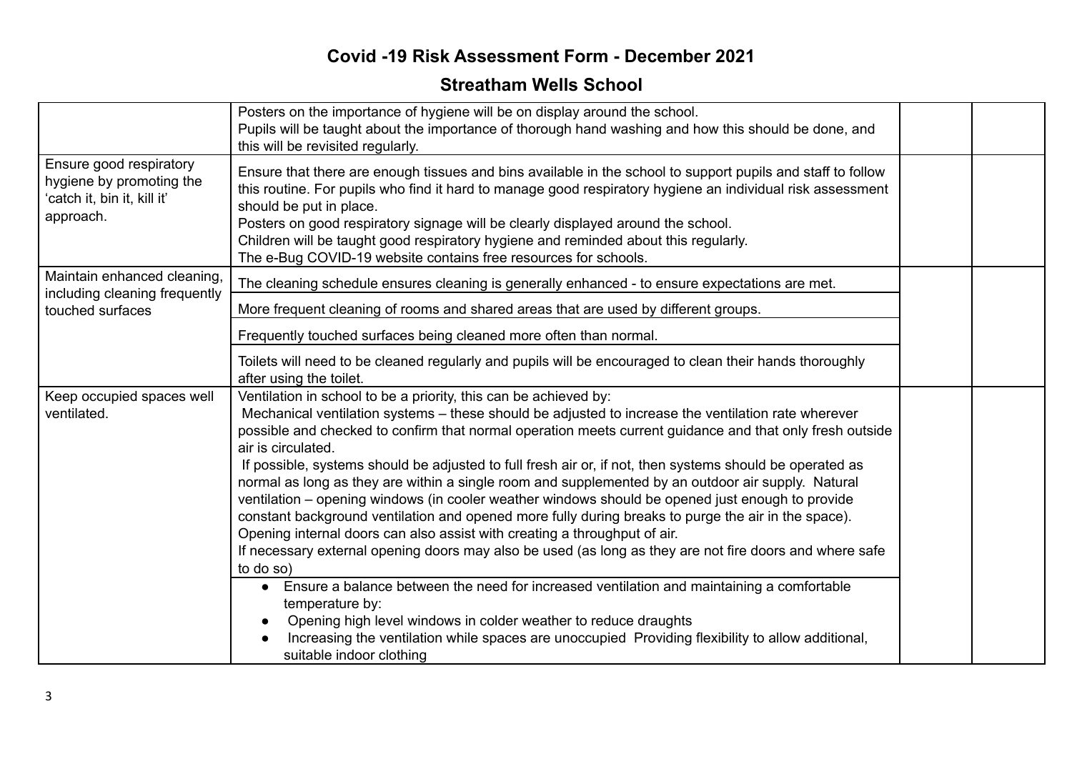# Covid -19 Risk Assessment Form - December 2021

## Streatham Wells School

| | | | |
|---|---|---|---|
| | Posters on the importance of hygiene will be on display around the school.<br>Pupils will be taught about the importance of thorough hand washing and how this should be done, and this will be revisited regularly. | | |
| Ensure good respiratory hygiene by promoting the 'catch it, bin it, kill it' approach. | Ensure that there are enough tissues and bins available in the school to support pupils and staff to follow this routine. For pupils who find it hard to manage good respiratory hygiene an individual risk assessment should be put in place.<br>Posters on good respiratory signage will be clearly displayed around the school.<br>Children will be taught good respiratory hygiene and reminded about this regularly.<br>The e-Bug COVID-19 website contains free resources for schools. | | |
| Maintain enhanced cleaning, including cleaning frequently touched surfaces | The cleaning schedule ensures cleaning is generally enhanced - to ensure expectations are met. | | |
| | More frequent cleaning of rooms and shared areas that are used by different groups. | | |
| | Frequently touched surfaces being cleaned more often than normal. | | |
| | Toilets will need to be cleaned regularly and pupils will be encouraged to clean their hands thoroughly after using the toilet. | | |
| Keep occupied spaces well ventilated. | Ventilation in school to be a priority, this can be achieved by:<br>Mechanical ventilation systems – these should be adjusted to increase the ventilation rate wherever possible and checked to confirm that normal operation meets current guidance and that only fresh outside air is circulated.<br>If possible, systems should be adjusted to full fresh air or, if not, then systems should be operated as normal as long as they are within a single room and supplemented by an outdoor air supply. Natural ventilation – opening windows (in cooler weather windows should be opened just enough to provide constant background ventilation and opened more fully during breaks to purge the air in the space).<br>Opening internal doors can also assist with creating a throughput of air.<br>If necessary external opening doors may also be used (as long as they are not fire doors and where safe to do so) | | |
| | • Ensure a balance between the need for increased ventilation and maintaining a comfortable temperature by:<br>• Opening high level windows in colder weather to reduce draughts<br>• Increasing the ventilation while spaces are unoccupied Providing flexibility to allow additional, suitable indoor clothing | | |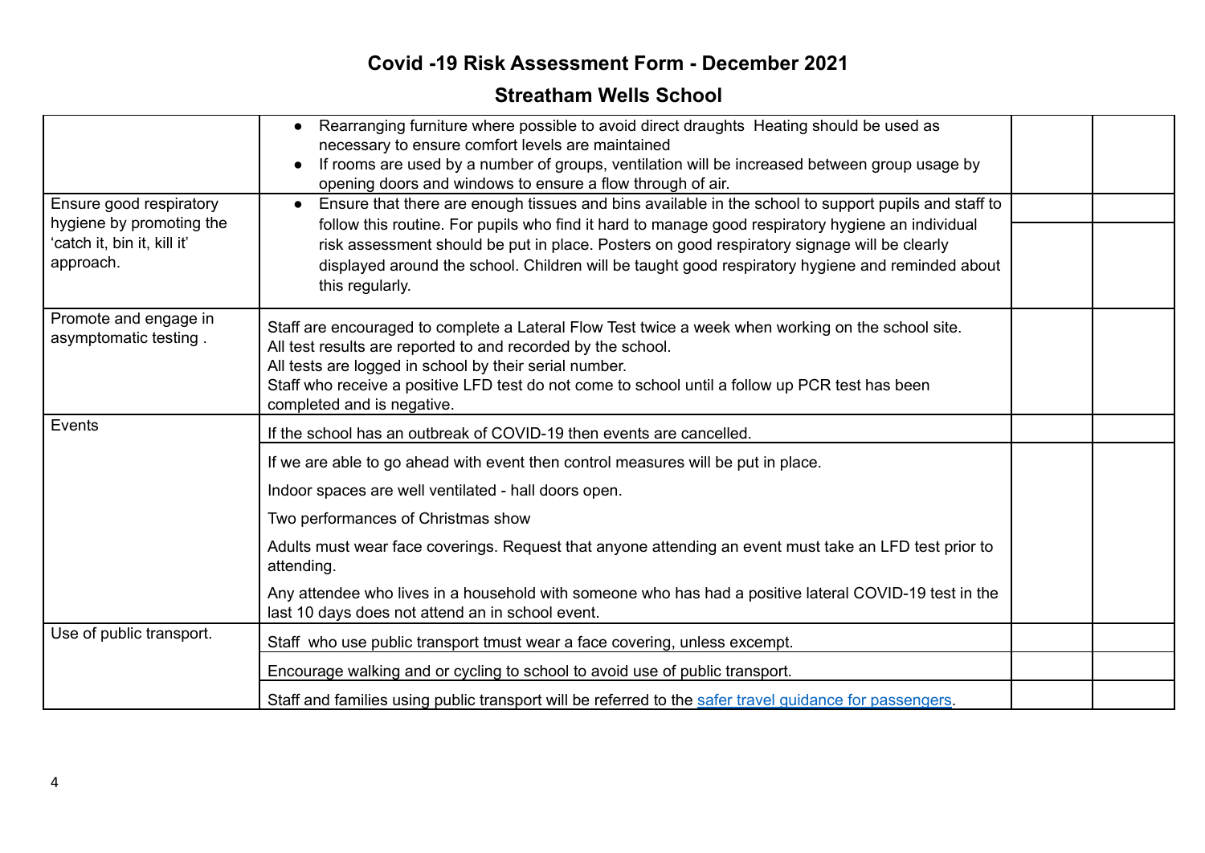# Covid -19 Risk Assessment Form - December 2021

## Streatham Wells School

| | | | |
|---|---|---|---|
| | • Rearranging furniture where possible to avoid direct draughts Heating should be used as necessary to ensure comfort levels are maintained<br>• If rooms are used by a number of groups, ventilation will be increased between group usage by opening doors and windows to ensure a flow through of air. | | |
| Ensure good respiratory hygiene by promoting the 'catch it, bin it, kill it' approach. | • Ensure that there are enough tissues and bins available in the school to support pupils and staff to follow this routine. For pupils who find it hard to manage good respiratory hygiene an individual risk assessment should be put in place. Posters on good respiratory signage will be clearly displayed around the school. Children will be taught good respiratory hygiene and reminded about this regularly. | | |
| Promote and engage in asymptomatic testing . | Staff are encouraged to complete a Lateral Flow Test twice a week when working on the school site.<br>All test results are reported to and recorded by the school.<br>All tests are logged in school by their serial number.<br>Staff who receive a positive LFD test do not come to school until a follow up PCR test has been completed and is negative. | | |
| Events | If the school has an outbreak of COVID-19 then events are cancelled. | | |
| | If we are able to go ahead with event then control measures will be put in place.<br>Indoor spaces are well ventilated - hall doors open.<br>Two performances of Christmas show<br>Adults must wear face coverings. Request that anyone attending an event must take an LFD test prior to attending.<br>Any attendee who lives in a household with someone who has had a positive lateral COVID-19 test in the last 10 days does not attend an in school event. | | |
| Use of public transport. | Staff who use public transport tmust wear a face covering, unless excempt. | | |
| | Encourage walking and or cycling to school to avoid use of public transport. | | |
| | Staff and families using public transport will be referred to the [safer travel guidance for passengers](). | | |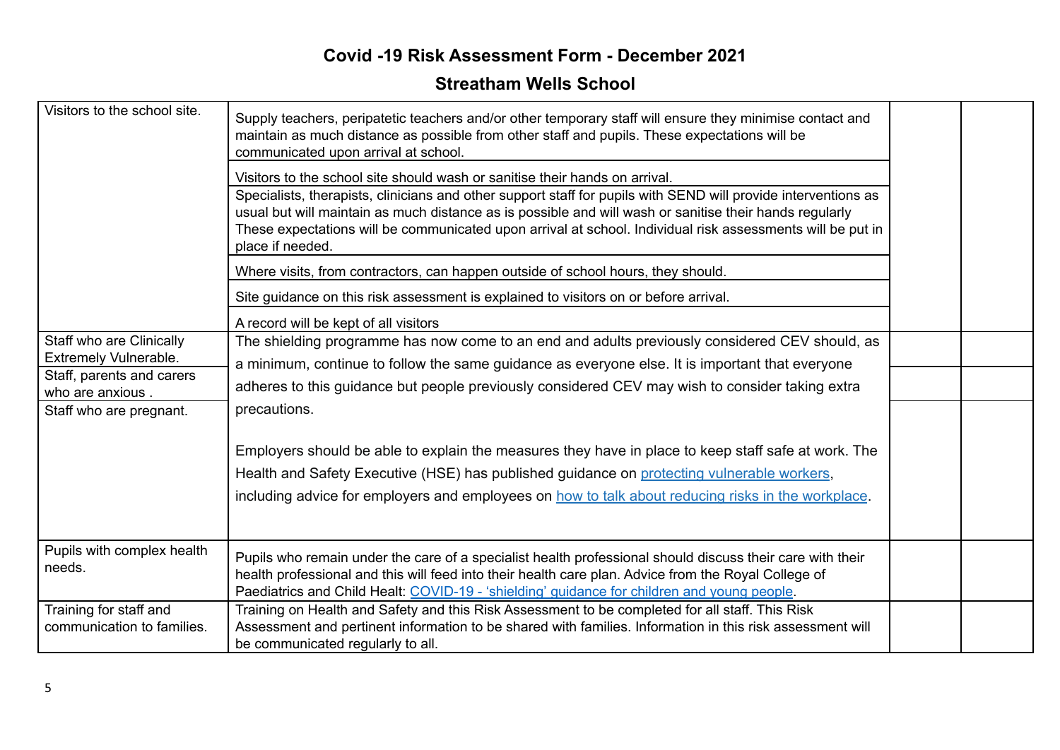# Covid -19 Risk Assessment Form - December 2021

## Streatham Wells School

| | | | |
|---|---|---|---|
| Visitors to the school site. | Supply teachers, peripatetic teachers and/or other temporary staff will ensure they minimise contact and maintain as much distance as possible from other staff and pupils. These expectations will be communicated upon arrival at school. | | |
| | Visitors to the school site should wash or sanitise their hands on arrival. | | |
| | Specialists, therapists, clinicians and other support staff for pupils with SEND will provide interventions as usual but will maintain as much distance as is possible and will wash or sanitise their hands regularly These expectations will be communicated upon arrival at school. Individual risk assessments will be put in place if needed. | | |
| | Where visits, from contractors, can happen outside of school hours, they should. | | |
| | Site guidance on this risk assessment is explained to visitors on or before arrival. | | |
| | A record will be kept of all visitors | | |
| Staff who are Clinically Extremely Vulnerable. | The shielding programme has now come to an end and adults previously considered CEV should, as a minimum, continue to follow the same guidance as everyone else. It is important that everyone adheres to this guidance but people previously considered CEV may wish to consider taking extra precautions.<br><br>Employers should be able to explain the measures they have in place to keep staff safe at work. The Health and Safety Executive (HSE) has published guidance on protecting vulnerable workers, including advice for employers and employees on how to talk about reducing risks in the workplace. | | |
| Staff, parents and carers who are anxious . | | | |
| Staff who are pregnant. | | | |
| Pupils with complex health needs. | Pupils who remain under the care of a specialist health professional should discuss their care with their health professional and this will feed into their health care plan. Advice from the Royal College of Paediatrics and Child Healt: COVID-19 - 'shielding' guidance for children and young people. | | |
| Training for staff and communication to families. | Training on Health and Safety and this Risk Assessment to be completed for all staff. This Risk Assessment and pertinent information to be shared with families. Information in this risk assessment will be communicated regularly to all. | | |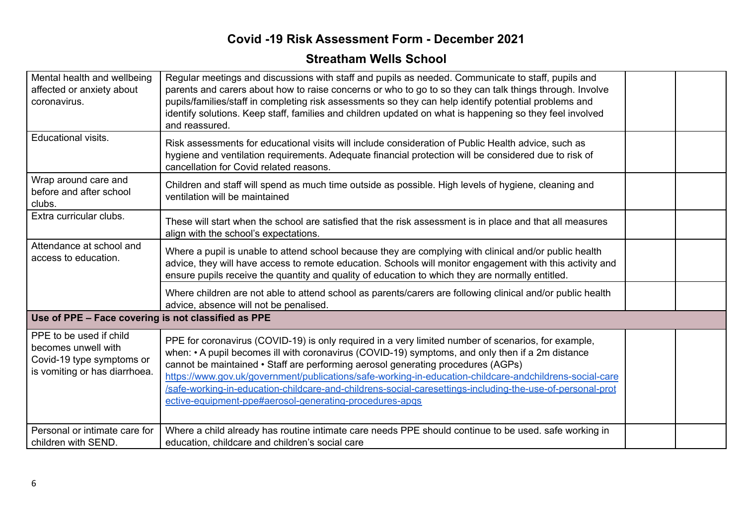# Covid -19 Risk Assessment Form - December 2021

## Streatham Wells School

| | | | |
|---|---|---|---|
| Mental health and wellbeing affected or anxiety about coronavirus. | Regular meetings and discussions with staff and pupils as needed. Communicate to staff, pupils and parents and carers about how to raise concerns or who to go to so they can talk things through. Involve pupils/families/staff in completing risk assessments so they can help identify potential problems and identify solutions. Keep staff, families and children updated on what is happening so they feel involved and reassured. | | |
| Educational visits. | Risk assessments for educational visits will include consideration of Public Health advice, such as hygiene and ventilation requirements. Adequate financial protection will be considered due to risk of cancellation for Covid related reasons. | | |
| Wrap around care and before and after school clubs. | Children and staff will spend as much time outside as possible. High levels of hygiene, cleaning and ventilation will be maintained | | |
| Extra curricular clubs. | These will start when the school are satisfied that the risk assessment is in place and that all measures align with the school's expectations. | | |
| Attendance at school and access to education. | Where a pupil is unable to attend school because they are complying with clinical and/or public health advice, they will have access to remote education. Schools will monitor engagement with this activity and ensure pupils receive the quantity and quality of education to which they are normally entitled. | | |
| | Where children are not able to attend school as parents/carers are following clinical and/or public health advice, absence will not be penalised. | | |
| **Use of PPE – Face covering is not classified as PPE** | | | |
| PPE to be used if child becomes unwell with Covid-19 type symptoms or is vomiting or has diarrhoea. | PPE for coronavirus (COVID-19) is only required in a very limited number of scenarios, for example, when: • A pupil becomes ill with coronavirus (COVID-19) symptoms, and only then if a 2m distance cannot be maintained • Staff are performing aerosol generating procedures (AGPs) https://www.gov.uk/government/publications/safe-working-in-education-childcare-andchildrens-social-care/safe-working-in-education-childcare-and-childrens-social-caresettings-including-the-use-of-personal-protective-equipment-ppe#aerosol-generating-procedures-apgs | | |
| Personal or intimate care for children with SEND. | Where a child already has routine intimate care needs PPE should continue to be used. safe working in education, childcare and children's social care | | |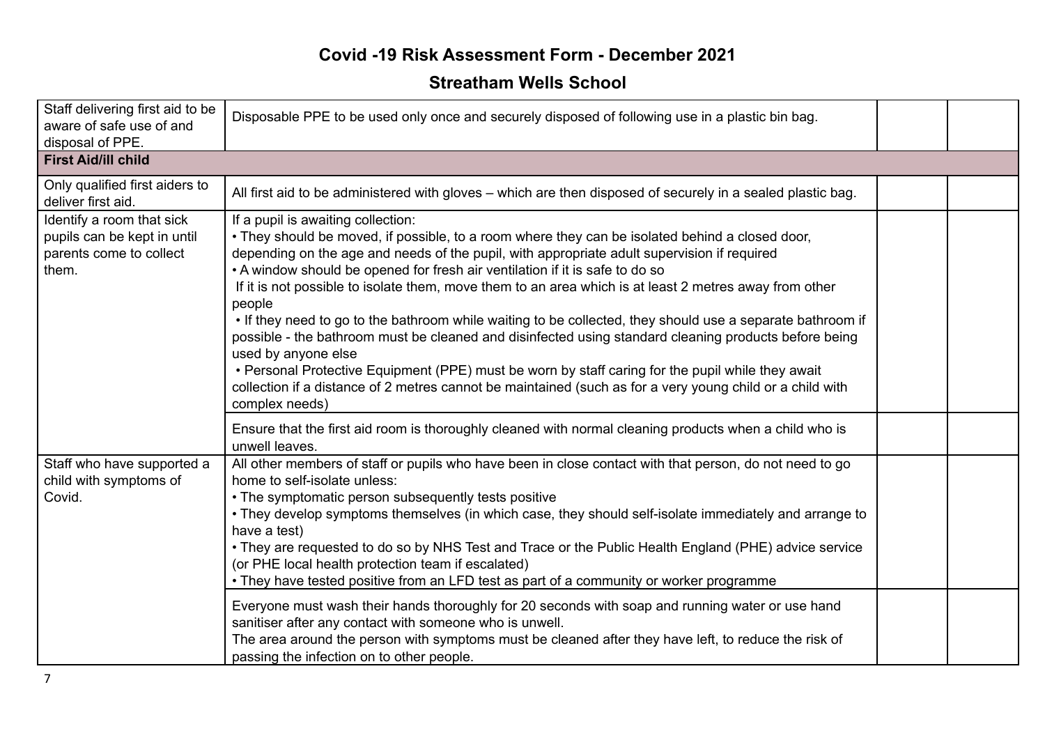# Covid -19 Risk Assessment Form - December 2021

## Streatham Wells School

| | | | |
|---|---|---|---|
| Staff delivering first aid to be aware of safe use of and disposal of PPE. | Disposable PPE to be used only once and securely disposed of following use in a plastic bin bag. | | |
| **First Aid/ill child** | | | |
| Only qualified first aiders to deliver first aid. | All first aid to be administered with gloves – which are then disposed of securely in a sealed plastic bag. | | |
| Identify a room that sick pupils can be kept in until parents come to collect them. | If a pupil is awaiting collection:<br>• They should be moved, if possible, to a room where they can be isolated behind a closed door, depending on the age and needs of the pupil, with appropriate adult supervision if required<br>• A window should be opened for fresh air ventilation if it is safe to do so<br>If it is not possible to isolate them, move them to an area which is at least 2 metres away from other people<br>• If they need to go to the bathroom while waiting to be collected, they should use a separate bathroom if possible - the bathroom must be cleaned and disinfected using standard cleaning products before being used by anyone else<br>• Personal Protective Equipment (PPE) must be worn by staff caring for the pupil while they await collection if a distance of 2 metres cannot be maintained (such as for a very young child or a child with complex needs) | | |
| | Ensure that the first aid room is thoroughly cleaned with normal cleaning products when a child who is unwell leaves. | | |
| Staff who have supported a child with symptoms of Covid. | All other members of staff or pupils who have been in close contact with that person, do not need to go home to self-isolate unless:<br>• The symptomatic person subsequently tests positive<br>• They develop symptoms themselves (in which case, they should self-isolate immediately and arrange to have a test)<br>• They are requested to do so by NHS Test and Trace or the Public Health England (PHE) advice service (or PHE local health protection team if escalated)<br>• They have tested positive from an LFD test as part of a community or worker programme | | |
| | Everyone must wash their hands thoroughly for 20 seconds with soap and running water or use hand sanitiser after any contact with someone who is unwell.<br>The area around the person with symptoms must be cleaned after they have left, to reduce the risk of passing the infection on to other people. | | |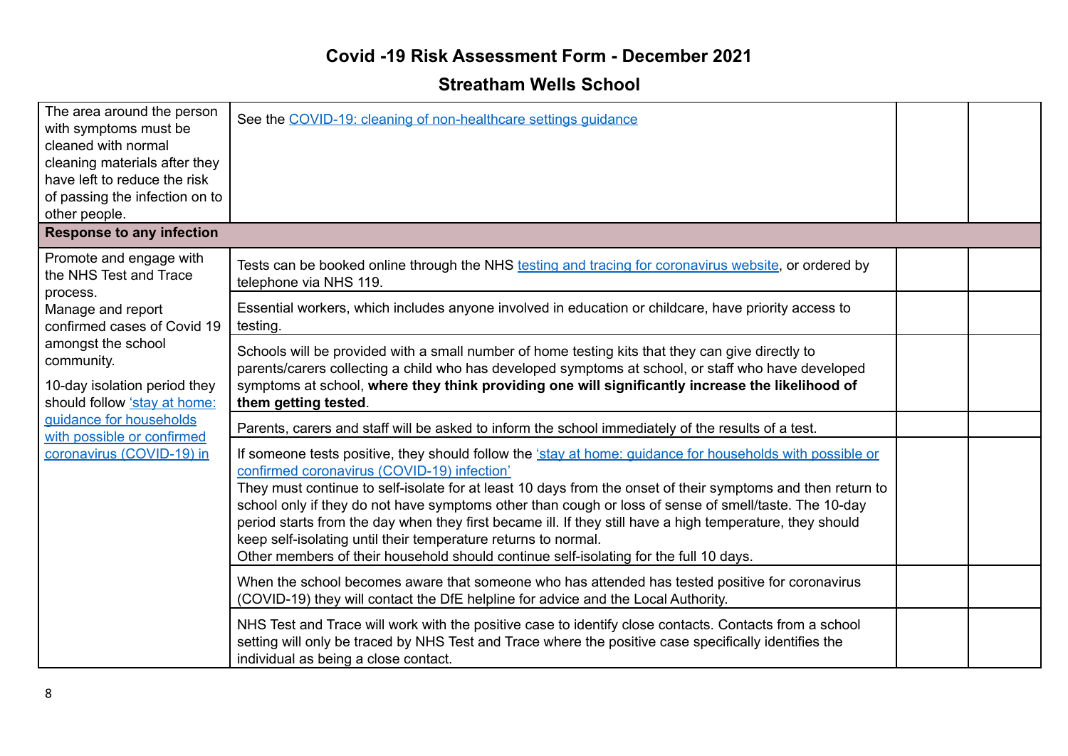# Covid -19 Risk Assessment Form - December 2021

## Streatham Wells School

| | | | |
|---|---|---|---|
| The area around the person with symptoms must be cleaned with normal cleaning materials after they have left to reduce the risk of passing the infection on to other people. | See the [COVID-19: cleaning of non-healthcare settings guidance](#) | | |
| **Response to any infection** | | | |
| Promote and engage with the NHS Test and Trace process.<br>Manage and report confirmed cases of Covid 19 amongst the school community.<br>10-day isolation period they should follow ['stay at home: guidance for households with possible or confirmed coronavirus (COVID-19) in](#) | Tests can be booked online through the NHS [testing and tracing for coronavirus website](#), or ordered by telephone via NHS 119. | | |
| | Essential workers, which includes anyone involved in education or childcare, have priority access to testing. | | |
| | Schools will be provided with a small number of home testing kits that they can give directly to parents/carers collecting a child who has developed symptoms at school, or staff who have developed symptoms at school, **where they think providing one will significantly increase the likelihood of them getting tested**. | | |
| | Parents, carers and staff will be asked to inform the school immediately of the results of a test. | | |
| | If someone tests positive, they should follow the ['stay at home: guidance for households with possible or confirmed coronavirus (COVID-19) infection'](#)<br>They must continue to self-isolate for at least 10 days from the onset of their symptoms and then return to school only if they do not have symptoms other than cough or loss of sense of smell/taste. The 10-day period starts from the day when they first became ill. If they still have a high temperature, they should keep self-isolating until their temperature returns to normal.<br>Other members of their household should continue self-isolating for the full 10 days. | | |
| | When the school becomes aware that someone who has attended has tested positive for coronavirus (COVID-19) they will contact the DfE helpline for advice and the Local Authority. | | |
| | NHS Test and Trace will work with the positive case to identify close contacts. Contacts from a school setting will only be traced by NHS Test and Trace where the positive case specifically identifies the individual as being a close contact. | | |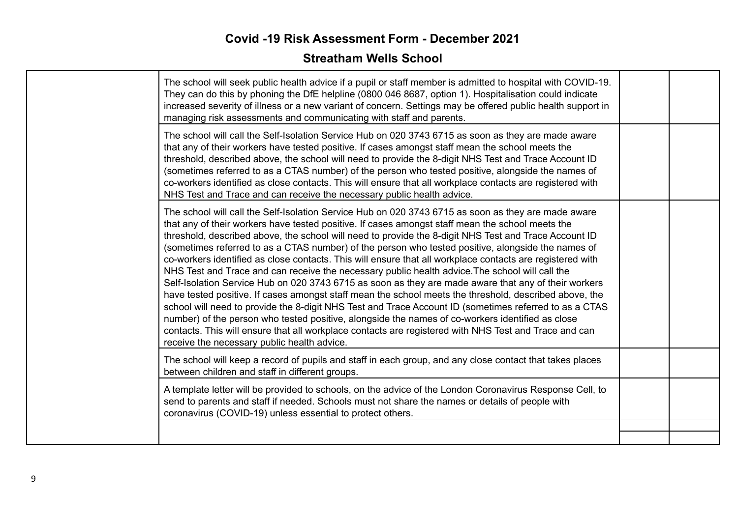# Covid -19 Risk Assessment Form - December 2021

## Streatham Wells School

| | | | |
|---|---|---|---|
| | The school will seek public health advice if a pupil or staff member is admitted to hospital with COVID-19. They can do this by phoning the DfE helpline (0800 046 8687, option 1). Hospitalisation could indicate increased severity of illness or a new variant of concern. Settings may be offered public health support in managing risk assessments and communicating with staff and parents. | | |
| | The school will call the Self-Isolation Service Hub on 020 3743 6715 as soon as they are made aware that any of their workers have tested positive. If cases amongst staff mean the school meets the threshold, described above, the school will need to provide the 8-digit NHS Test and Trace Account ID (sometimes referred to as a CTAS number) of the person who tested positive, alongside the names of co-workers identified as close contacts. This will ensure that all workplace contacts are registered with NHS Test and Trace and can receive the necessary public health advice. | | |
| | The school will call the Self-Isolation Service Hub on 020 3743 6715 as soon as they are made aware that any of their workers have tested positive. If cases amongst staff mean the school meets the threshold, described above, the school will need to provide the 8-digit NHS Test and Trace Account ID (sometimes referred to as a CTAS number) of the person who tested positive, alongside the names of co-workers identified as close contacts. This will ensure that all workplace contacts are registered with NHS Test and Trace and can receive the necessary public health advice.The school will call the Self-Isolation Service Hub on 020 3743 6715 as soon as they are made aware that any of their workers have tested positive. If cases amongst staff mean the school meets the threshold, described above, the school will need to provide the 8-digit NHS Test and Trace Account ID (sometimes referred to as a CTAS number) of the person who tested positive, alongside the names of co-workers identified as close contacts. This will ensure that all workplace contacts are registered with NHS Test and Trace and can receive the necessary public health advice. | | |
| | The school will keep a record of pupils and staff in each group, and any close contact that takes places between children and staff in different groups. | | |
| | A template letter will be provided to schools, on the advice of the London Coronavirus Response Cell, to send to parents and staff if needed. Schools must not share the names or details of people with coronavirus (COVID-19) unless essential to protect others. | | |
| | | | |
| | | | |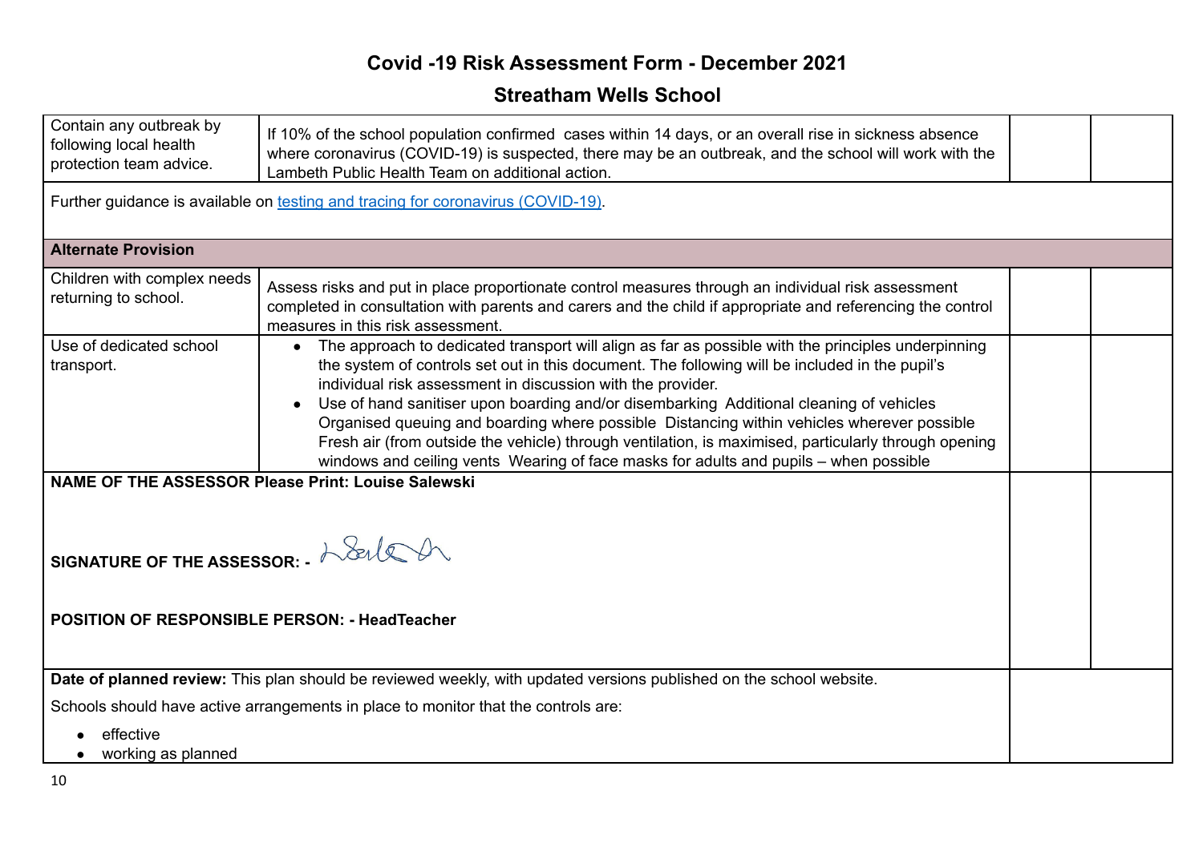# Covid -19 Risk Assessment Form - December 2021

## Streatham Wells School

| | | | |
|---|---|---|---|
| Contain any outbreak by following local health protection team advice. | If 10% of the school population confirmed cases within 14 days, or an overall rise in sickness absence where coronavirus (COVID-19) is suspected, there may be an outbreak, and the school will work with the Lambeth Public Health Team on additional action. | | |
| Further guidance is available on [testing and tracing for coronavirus (COVID-19)](). | | | |
| **Alternate Provision** | | | |
| Children with complex needs returning to school. | Assess risks and put in place proportionate control measures through an individual risk assessment completed in consultation with parents and carers and the child if appropriate and referencing the control measures in this risk assessment. | | |
| Use of dedicated school transport. | <ul><li>The approach to dedicated transport will align as far as possible with the principles underpinning the system of controls set out in this document. The following will be included in the pupil's individual risk assessment in discussion with the provider.</li><li>Use of hand sanitiser upon boarding and/or disembarking Additional cleaning of vehicles Organised queuing and boarding where possible Distancing within vehicles wherever possible Fresh air (from outside the vehicle) through ventilation, is maximised, particularly through opening windows and ceiling vents Wearing of face masks for adults and pupils – when possible</li></ul> | | |
| **NAME OF THE ASSESSOR Please Print: Louise Salewski**<br><br>**SIGNATURE OF THE ASSESSOR: -** [signature]<br><br>**POSITION OF RESPONSIBLE PERSON: - HeadTeacher** | | | |
| **Date of planned review:** This plan should be reviewed weekly, with updated versions published on the school website.<br><br>Schools should have active arrangements in place to monitor that the controls are:<br><ul><li>effective</li><li>working as planned</li></ul> | | | |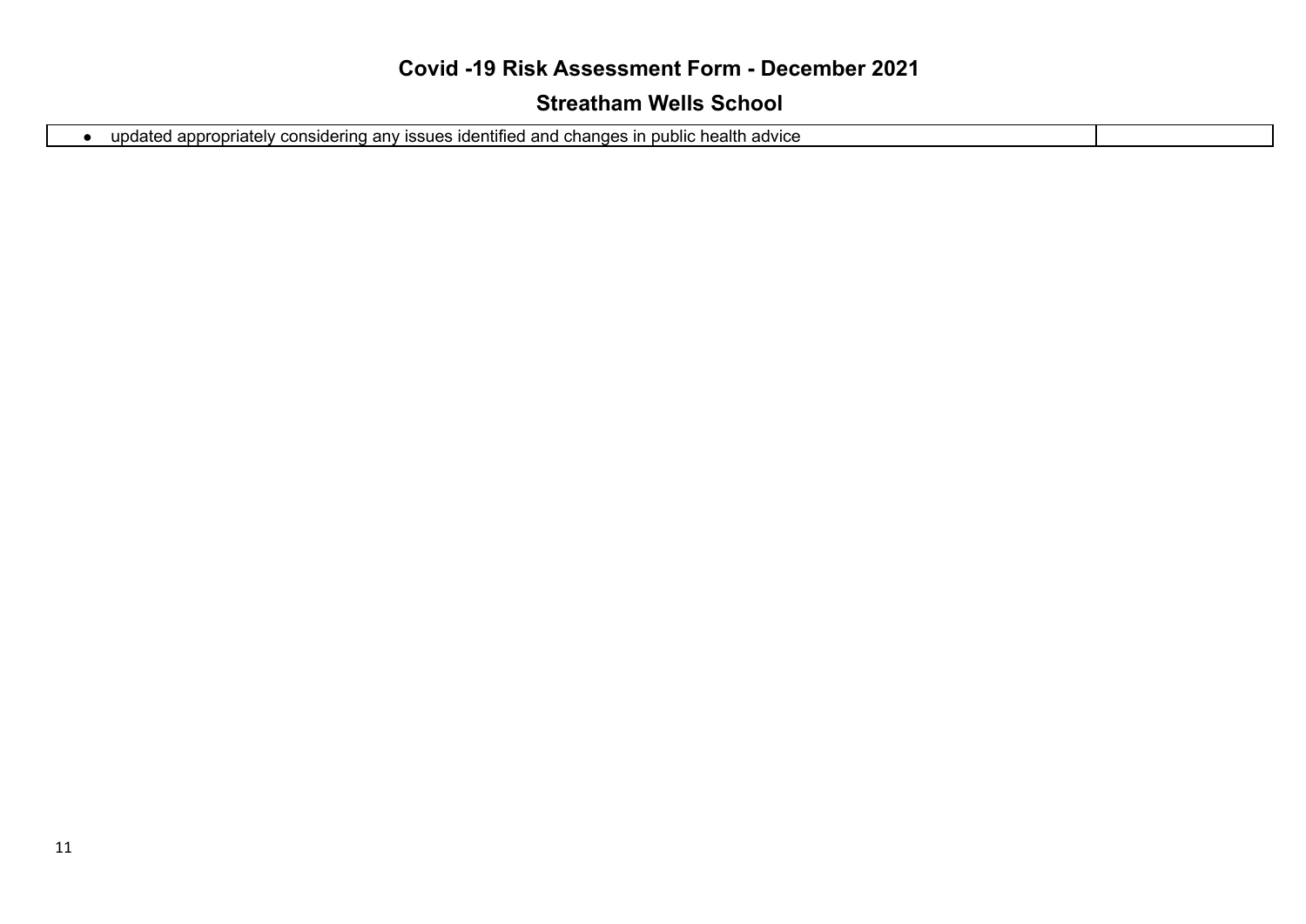# Covid -19 Risk Assessment Form - December 2021

## Streatham Wells School

| | |
|---|---|
| • updated appropriately considering any issues identified and changes in public health advice | |